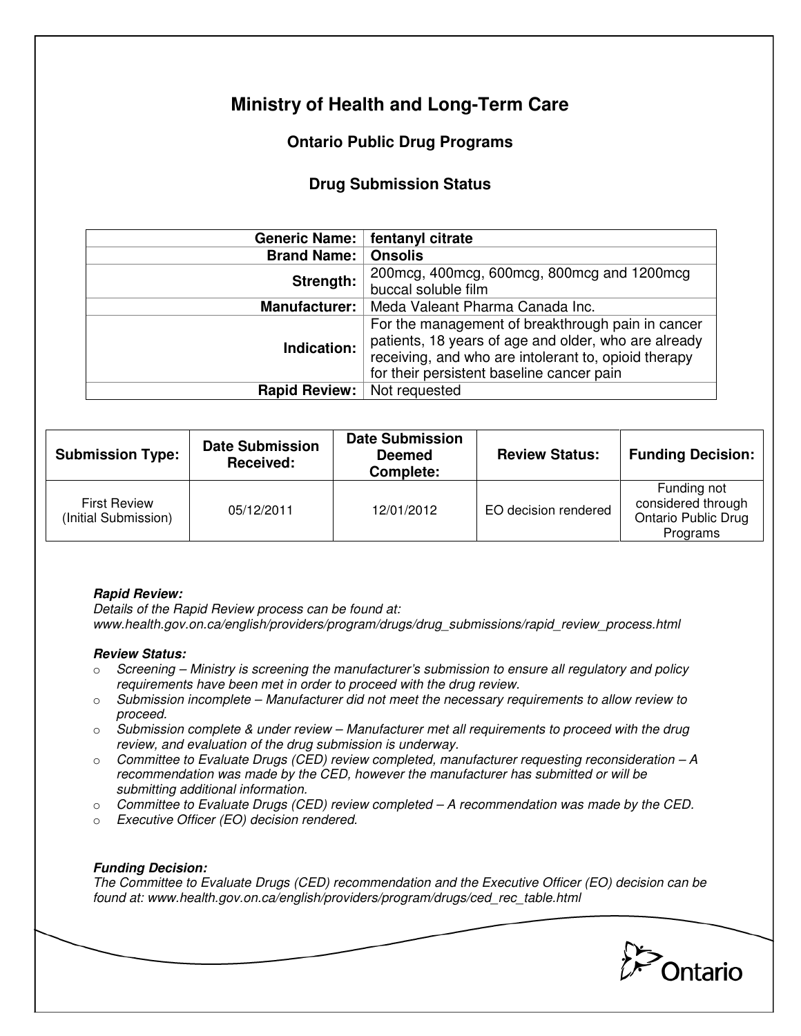# Ministry of Health and Long-Term Care

## Ontario Public Drug Programs

## Drug Submission Status

| | |
|---|---|
| **Generic Name:** | **fentanyl citrate** |
| **Brand Name:** | **Onsolis** |
| **Strength:** | 200mcg, 400mcg, 600mcg, 800mcg and 1200mcg buccal soluble film |
| **Manufacturer:** | Meda Valeant Pharma Canada Inc. |
| **Indication:** | For the management of breakthrough pain in cancer patients, 18 years of age and older, who are already receiving, and who are intolerant to, opioid therapy for their persistent baseline cancer pain |
| **Rapid Review:** | Not requested |

| Submission Type: | Date Submission Received: | Date Submission Deemed Complete: | Review Status: | Funding Decision: |
|---|---|---|---|---|
| First Review (Initial Submission) | 05/12/2011 | 12/01/2012 | EO decision rendered | Funding not considered through Ontario Public Drug Programs |

***Rapid Review:***
*Details of the Rapid Review process can be found at: www.health.gov.on.ca/english/providers/program/drugs/drug_submissions/rapid_review_process.html*

***Review Status:***

- *Screening – Ministry is screening the manufacturer's submission to ensure all regulatory and policy requirements have been met in order to proceed with the drug review.*
- *Submission incomplete – Manufacturer did not meet the necessary requirements to allow review to proceed.*
- *Submission complete & under review – Manufacturer met all requirements to proceed with the drug review, and evaluation of the drug submission is underway.*
- *Committee to Evaluate Drugs (CED) review completed, manufacturer requesting reconsideration – A recommendation was made by the CED, however the manufacturer has submitted or will be submitting additional information.*
- *Committee to Evaluate Drugs (CED) review completed – A recommendation was made by the CED.*
- *Executive Officer (EO) decision rendered.*

***Funding Decision:***
*The Committee to Evaluate Drugs (CED) recommendation and the Executive Officer (EO) decision can be found at: www.health.gov.on.ca/english/providers/program/drugs/ced_rec_table.html*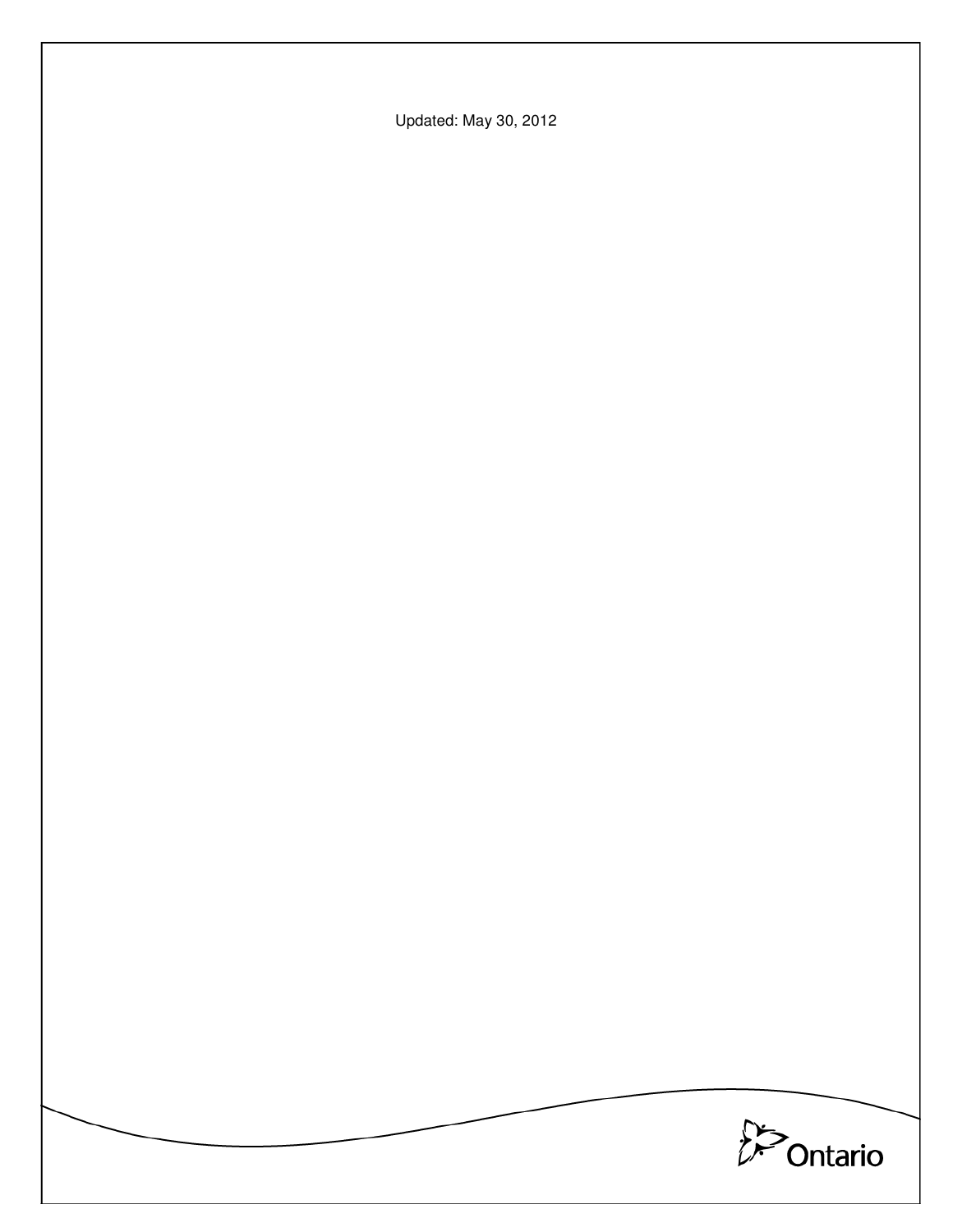Updated: May 30, 2012